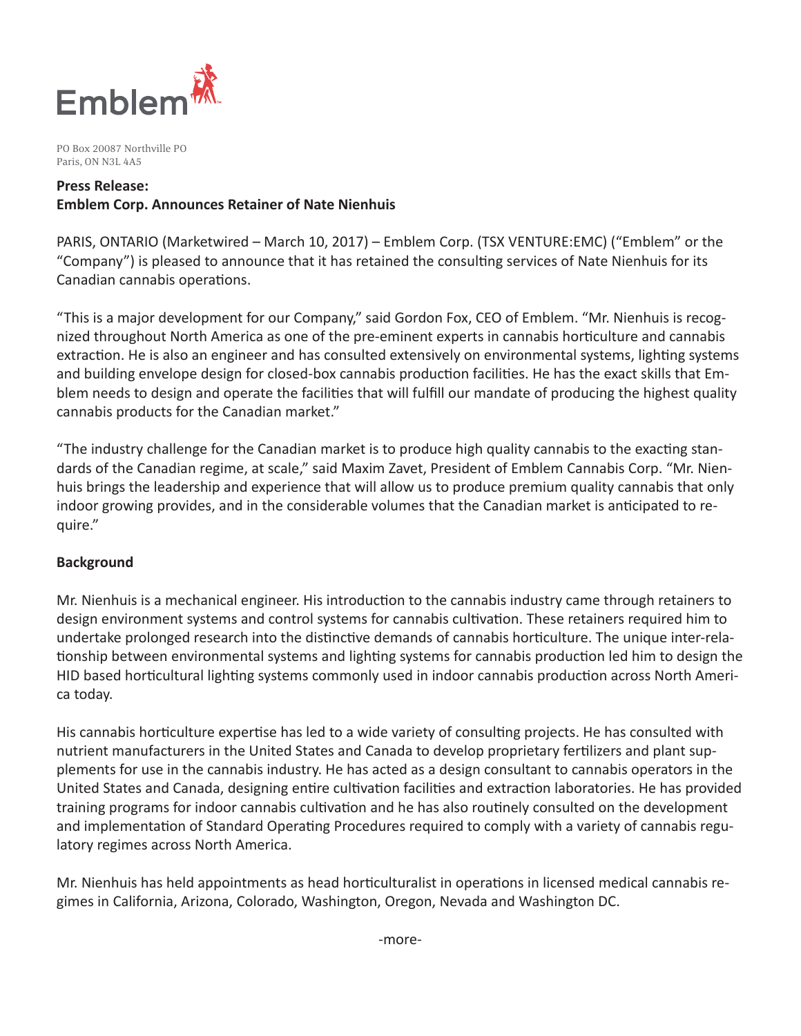Emblem

PO Box 20087 Northville PO
Paris, ON N3L 4A5

**Press Release:**
**Emblem Corp. Announces Retainer of Nate Nienhuis**

PARIS, ONTARIO (Marketwired – March 10, 2017) – Emblem Corp. (TSX VENTURE:EMC) ("Emblem" or the "Company") is pleased to announce that it has retained the consulting services of Nate Nienhuis for its Canadian cannabis operations.

"This is a major development for our Company," said Gordon Fox, CEO of Emblem. "Mr. Nienhuis is recognized throughout North America as one of the pre-eminent experts in cannabis horticulture and cannabis extraction. He is also an engineer and has consulted extensively on environmental systems, lighting systems and building envelope design for closed-box cannabis production facilities. He has the exact skills that Emblem needs to design and operate the facilities that will fulfill our mandate of producing the highest quality cannabis products for the Canadian market."

"The industry challenge for the Canadian market is to produce high quality cannabis to the exacting standards of the Canadian regime, at scale," said Maxim Zavet, President of Emblem Cannabis Corp. "Mr. Nienhuis brings the leadership and experience that will allow us to produce premium quality cannabis that only indoor growing provides, and in the considerable volumes that the Canadian market is anticipated to require."

**Background**

Mr. Nienhuis is a mechanical engineer. His introduction to the cannabis industry came through retainers to design environment systems and control systems for cannabis cultivation. These retainers required him to undertake prolonged research into the distinctive demands of cannabis horticulture. The unique inter-relationship between environmental systems and lighting systems for cannabis production led him to design the HID based horticultural lighting systems commonly used in indoor cannabis production across North America today.

His cannabis horticulture expertise has led to a wide variety of consulting projects. He has consulted with nutrient manufacturers in the United States and Canada to develop proprietary fertilizers and plant supplements for use in the cannabis industry. He has acted as a design consultant to cannabis operators in the United States and Canada, designing entire cultivation facilities and extraction laboratories. He has provided training programs for indoor cannabis cultivation and he has also routinely consulted on the development and implementation of Standard Operating Procedures required to comply with a variety of cannabis regulatory regimes across North America.

Mr. Nienhuis has held appointments as head horticulturalist in operations in licensed medical cannabis regimes in California, Arizona, Colorado, Washington, Oregon, Nevada and Washington DC.

-more-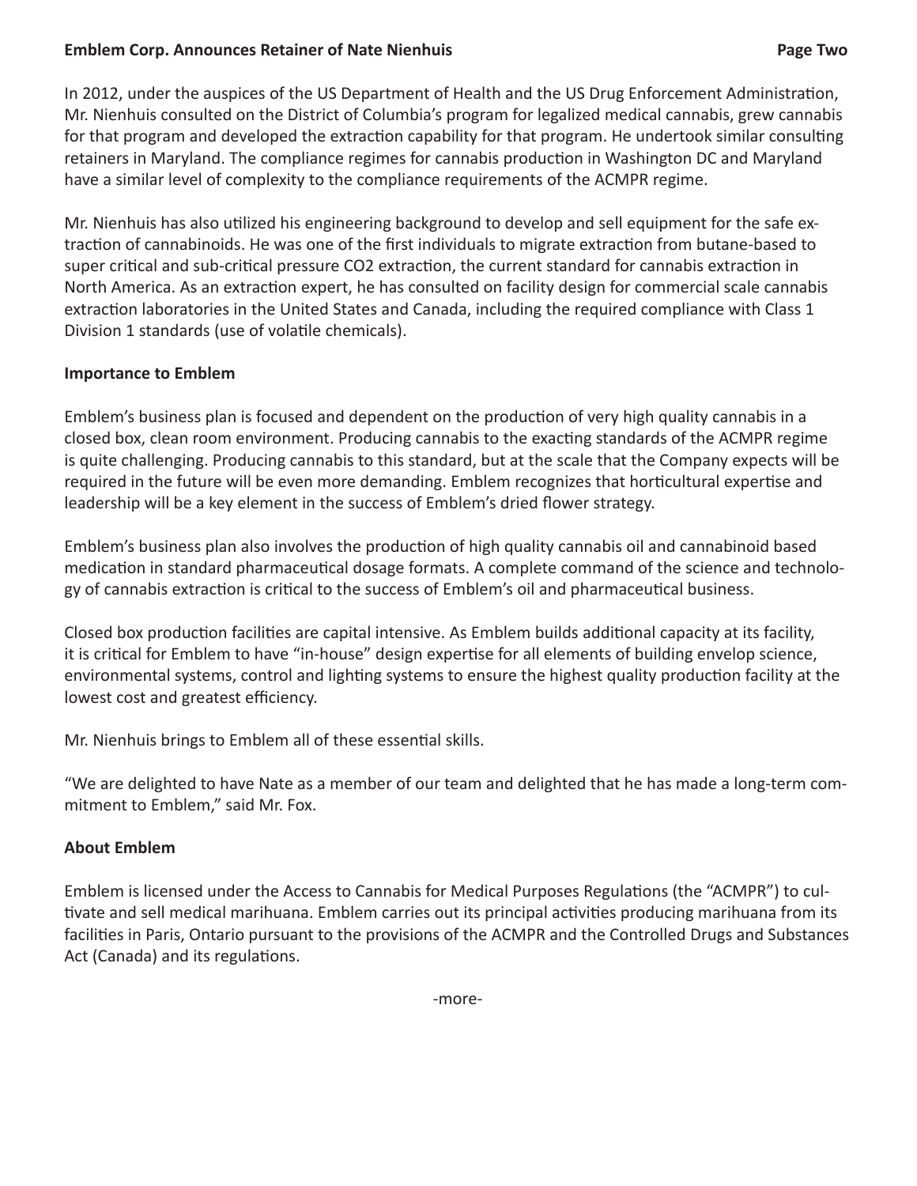In 2012, under the auspices of the US Department of Health and the US Drug Enforcement Administration, Mr. Nienhuis consulted on the District of Columbia's program for legalized medical cannabis, grew cannabis for that program and developed the extraction capability for that program. He undertook similar consulting retainers in Maryland. The compliance regimes for cannabis production in Washington DC and Maryland have a similar level of complexity to the compliance requirements of the ACMPR regime.

Mr. Nienhuis has also utilized his engineering background to develop and sell equipment for the safe extraction of cannabinoids. He was one of the first individuals to migrate extraction from butane-based to super critical and sub-critical pressure $CO_2$ extraction, the current standard for cannabis extraction in North America. As an extraction expert, he has consulted on facility design for commercial scale cannabis extraction laboratories in the United States and Canada, including the required compliance with Class 1 Division 1 standards (use of volatile chemicals).

**Importance to Emblem**

Emblem's business plan is focused and dependent on the production of very high quality cannabis in a closed box, clean room environment. Producing cannabis to the exacting standards of the ACMPR regime is quite challenging. Producing cannabis to this standard, but at the scale that the Company expects will be required in the future will be even more demanding. Emblem recognizes that horticultural expertise and leadership will be a key element in the success of Emblem's dried flower strategy.

Emblem's business plan also involves the production of high quality cannabis oil and cannabinoid based medication in standard pharmaceutical dosage formats. A complete command of the science and technology of cannabis extraction is critical to the success of Emblem's oil and pharmaceutical business.

Closed box production facilities are capital intensive. As Emblem builds additional capacity at its facility, it is critical for Emblem to have "in-house" design expertise for all elements of building envelop science, environmental systems, control and lighting systems to ensure the highest quality production facility at the lowest cost and greatest efficiency.

Mr. Nienhuis brings to Emblem all of these essential skills.

"We are delighted to have Nate as a member of our team and delighted that he has made a long-term commitment to Emblem," said Mr. Fox.

**About Emblem**

Emblem is licensed under the Access to Cannabis for Medical Purposes Regulations (the "ACMPR") to cultivate and sell medical marihuana. Emblem carries out its principal activities producing marihuana from its facilities in Paris, Ontario pursuant to the provisions of the ACMPR and the Controlled Drugs and Substances Act (Canada) and its regulations.

-more-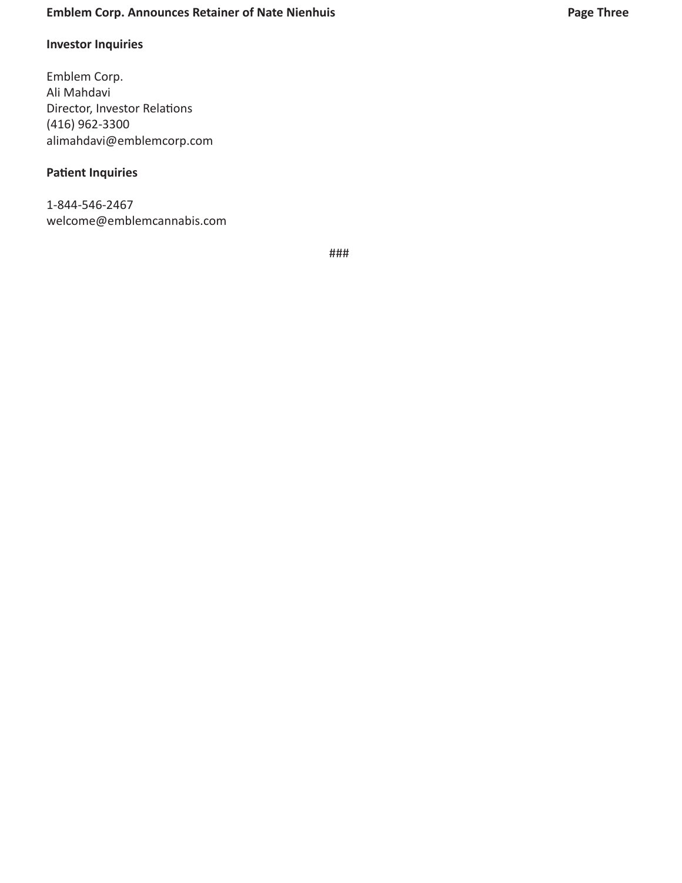**Investor Inquiries**

Emblem Corp.
Ali Mahdavi
Director, Investor Relations
(416) 962-3300
alimahdavi@emblemcorp.com

**Patient Inquiries**

1-844-546-2467
welcome@emblemcannabis.com

###